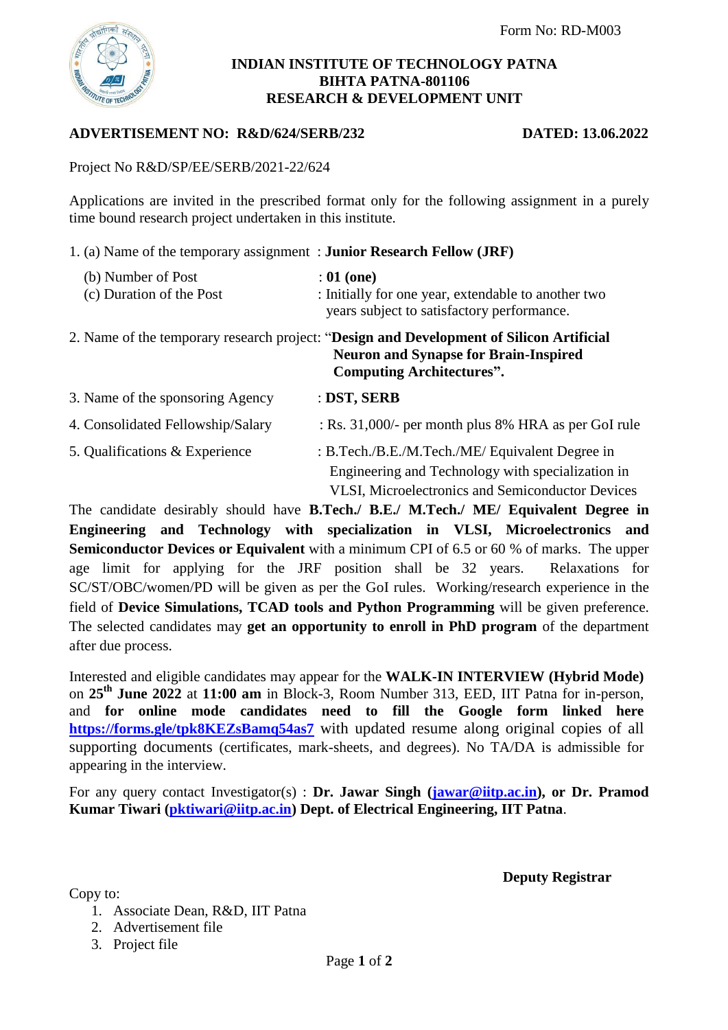Form No: RD-M003

# INDIAN INSTITUTE OF TECHNOLOGY PATNA
## BIHTA PATNA-801106
## RESEARCH & DEVELOPMENT UNIT

**ADVERTISEMENT NO: R&D/624/SERB/232** **DATED: 13.06.2022**

Project No R&D/SP/EE/SERB/2021-22/624

Applications are invited in the prescribed format only for the following assignment in a purely time bound research project undertaken in this institute.

1. (a) Name of the temporary assignment : **Junior Research Fellow (JRF)**
   (b) Number of Post : **01 (one)**
   (c) Duration of the Post : Initially for one year, extendable to another two years subject to satisfactory performance.
2. Name of the temporary research project: "**Design and Development of Silicon Artificial Neuron and Synapse for Brain-Inspired Computing Architectures".**
3. Name of the sponsoring Agency : **DST, SERB**
4. Consolidated Fellowship/Salary : Rs. 31,000/- per month plus 8% HRA as per GoI rule
5. Qualifications & Experience : B.Tech./B.E./M.Tech./ME/ Equivalent Degree in Engineering and Technology with specialization in VLSI, Microelectronics and Semiconductor Devices

The candidate desirably should have **B.Tech./ B.E./ M.Tech./ ME/ Equivalent Degree in Engineering and Technology with specialization in VLSI, Microelectronics and Semiconductor Devices or Equivalent** with a minimum CPI of 6.5 or 60 % of marks. The upper age limit for applying for the JRF position shall be 32 years. Relaxations for SC/ST/OBC/women/PD will be given as per the GoI rules. Working/research experience in the field of **Device Simulations, TCAD tools and Python Programming** will be given preference. The selected candidates may **get an opportunity to enroll in PhD program** of the department after due process.

Interested and eligible candidates may appear for the **WALK-IN INTERVIEW (Hybrid Mode)** on **25th June 2022** at **11:00 am** in Block-3, Room Number 313, EED, IIT Patna for in-person, and **for online mode candidates need to fill the Google form linked here https://forms.gle/tpk8KEZsBamq54as7** with updated resume along original copies of all supporting documents (certificates, mark-sheets, and degrees). No TA/DA is admissible for appearing in the interview.

For any query contact Investigator(s) : **Dr. Jawar Singh (jawar@iitp.ac.in), or Dr. Pramod Kumar Tiwari (pktiwari@iitp.ac.in) Dept. of Electrical Engineering, IIT Patna**.

**Deputy Registrar**

Copy to:

1. Associate Dean, R&D, IIT Patna
2. Advertisement file
3. Project file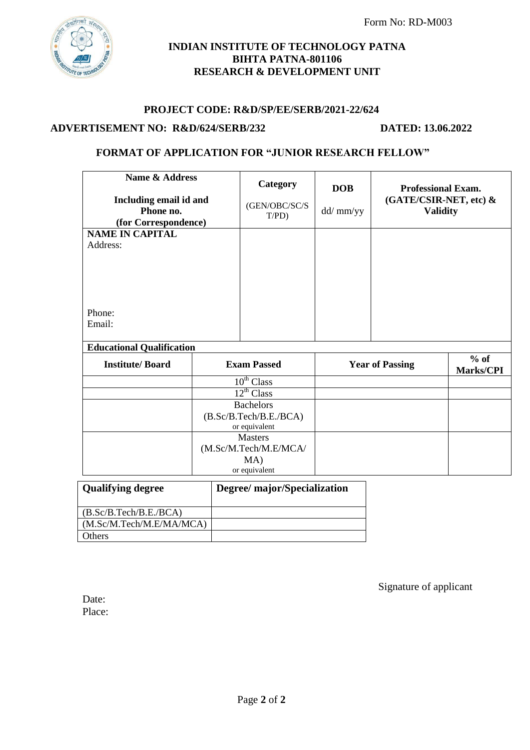Form No: RD-M003

**INDIAN INSTITUTE OF TECHNOLOGY PATNA**
**BIHTA PATNA-801106**
**RESEARCH & DEVELOPMENT UNIT**

**PROJECT CODE: R&D/SP/EE/SERB/2021-22/624**

**ADVERTISEMENT NO: R&D/624/SERB/232** **DATED: 13.06.2022**

## FORMAT OF APPLICATION FOR "JUNIOR RESEARCH FELLOW"

| Name & Address<br><br>Including email id and Phone no. (for Correspondence) | Category<br><br>(GEN/OBC/SC/ST/PD) | DOB<br><br>dd/ mm/yy | Professional Exam. (GATE/CSIR-NET, etc) & Validity |
|---|---|---|---|
| **NAME IN CAPITAL**<br>Address:<br><br><br><br>Phone:<br>Email: | | | |

**Educational Qualification**

| Institute/ Board | Exam Passed | Year of Passing | % of Marks/CPI |
|---|---|---|---|
| | 10th Class | | |
| | 12th Class | | |
| | Bachelors (B.Sc/B.Tech/B.E./BCA) or equivalent | | |
| | Masters (M.Sc/M.Tech/M.E/MCA/ MA) or equivalent | | |

| Qualifying degree | Degree/ major/Specialization |
|---|---|
| (B.Sc/B.Tech/B.E./BCA) | |
| (M.Sc/M.Tech/M.E/MA/MCA) | |
| Others | |

Signature of applicant

Date:
Place: